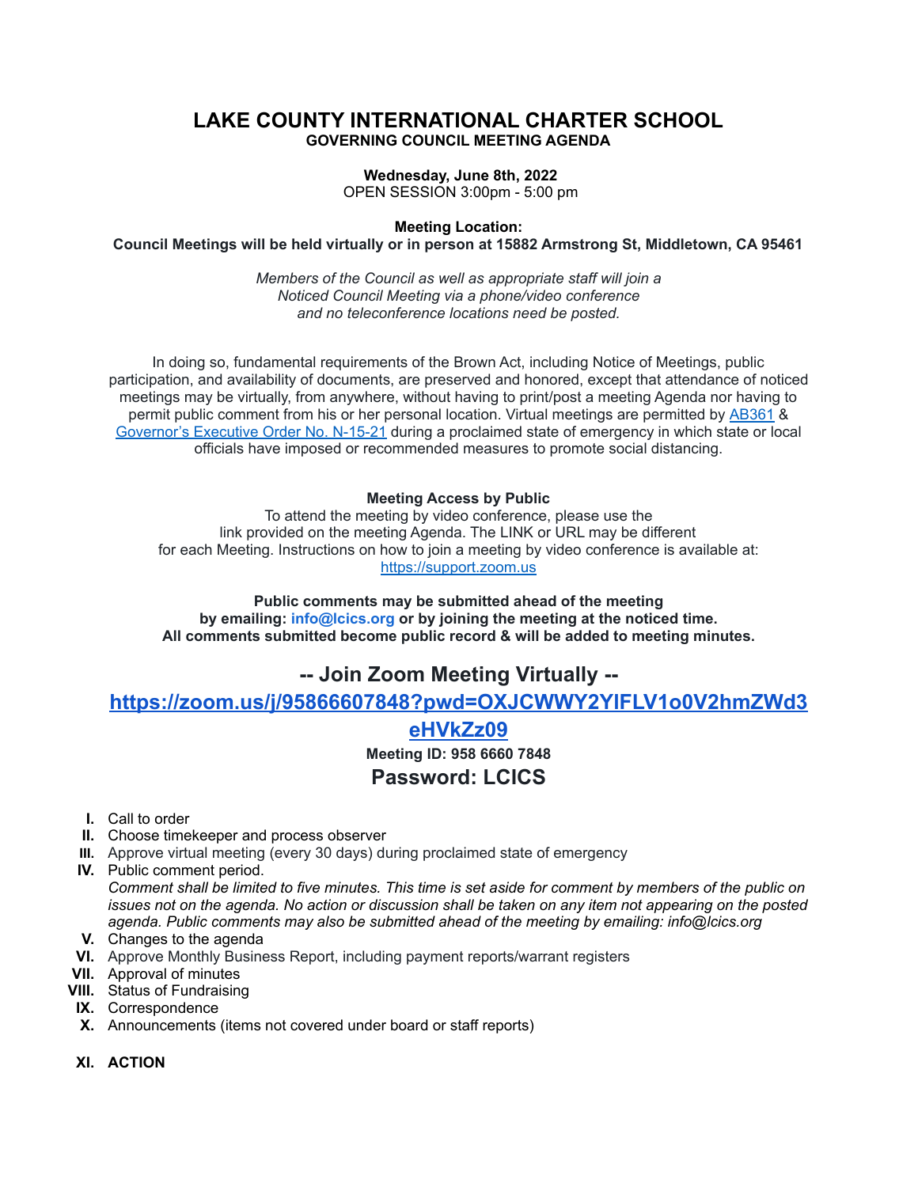# LAKE COUNTY INTERNATIONAL CHARTER SCHOOL
## GOVERNING COUNCIL MEETING AGENDA

**Wednesday, June 8th, 2022**
OPEN SESSION 3:00pm - 5:00 pm

**Meeting Location:**
**Council Meetings will be held virtually or in person at 15882 Armstrong St, Middletown, CA 95461**

*Members of the Council as well as appropriate staff will join a Noticed Council Meeting via a phone/video conference and no teleconference locations need be posted.*

In doing so, fundamental requirements of the Brown Act, including Notice of Meetings, public participation, and availability of documents, are preserved and honored, except that attendance of noticed meetings may be virtually, from anywhere, without having to print/post a meeting Agenda nor having to permit public comment from his or her personal location. Virtual meetings are permitted by AB361 & Governor's Executive Order No. N-15-21 during a proclaimed state of emergency in which state or local officials have imposed or recommended measures to promote social distancing.

**Meeting Access by Public**
To attend the meeting by video conference, please use the link provided on the meeting Agenda. The LINK or URL may be different for each Meeting. Instructions on how to join a meeting by video conference is available at: https://support.zoom.us

**Public comments may be submitted ahead of the meeting by emailing: info@lcics.org or by joining the meeting at the noticed time. All comments submitted become public record & will be added to meeting minutes.**

## -- Join Zoom Meeting Virtually --

**https://zoom.us/j/95866607848?pwd=OXJCWWY2YlFLV1o0V2hmZWd3eHVkZz09**

**Meeting ID: 958 6660 7848**

## Password: LCICS

I. Call to order
II. Choose timekeeper and process observer
III. Approve virtual meeting (every 30 days) during proclaimed state of emergency
IV. Public comment period.
*Comment shall be limited to five minutes. This time is set aside for comment by members of the public on issues not on the agenda. No action or discussion shall be taken on any item not appearing on the posted agenda. Public comments may also be submitted ahead of the meeting by emailing: info@lcics.org*
V. Changes to the agenda
VI. Approve Monthly Business Report, including payment reports/warrant registers
VII. Approval of minutes
VIII. Status of Fundraising
IX. Correspondence
X. Announcements (items not covered under board or staff reports)

XI. **ACTION**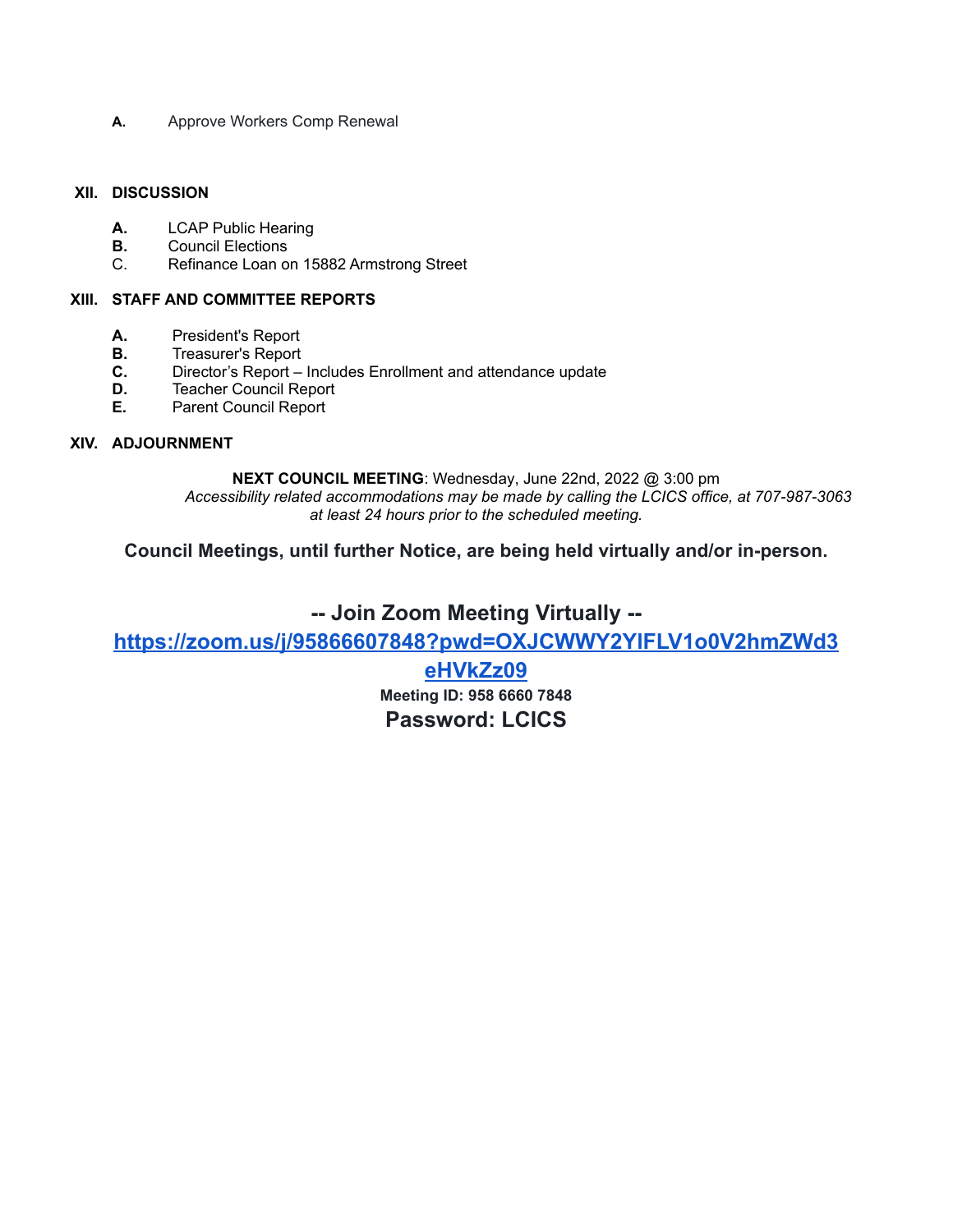**A.** Approve Workers Comp Renewal

## XII. DISCUSSION

**A.** LCAP Public Hearing
**B.** Council Elections
C. Refinance Loan on 15882 Armstrong Street

## XIII. STAFF AND COMMITTEE REPORTS

**A.** President's Report
**B.** Treasurer's Report
**C.** Director's Report – Includes Enrollment and attendance update
**D.** Teacher Council Report
**E.** Parent Council Report

## XIV. ADJOURNMENT

**NEXT COUNCIL MEETING**: Wednesday, June 22nd, 2022 @ 3:00 pm
*Accessibility related accommodations may be made by calling the LCICS office, at 707-987-3063 at least 24 hours prior to the scheduled meeting.*

**Council Meetings, until further Notice, are being held virtually and/or in-person.**

**-- Join Zoom Meeting Virtually --**

**https://zoom.us/j/95866607848?pwd=OXJCWWY2YlFLV1o0V2hmZWd3eHVkZz09**

**Meeting ID: 958 6660 7848**

**Password: LCICS**